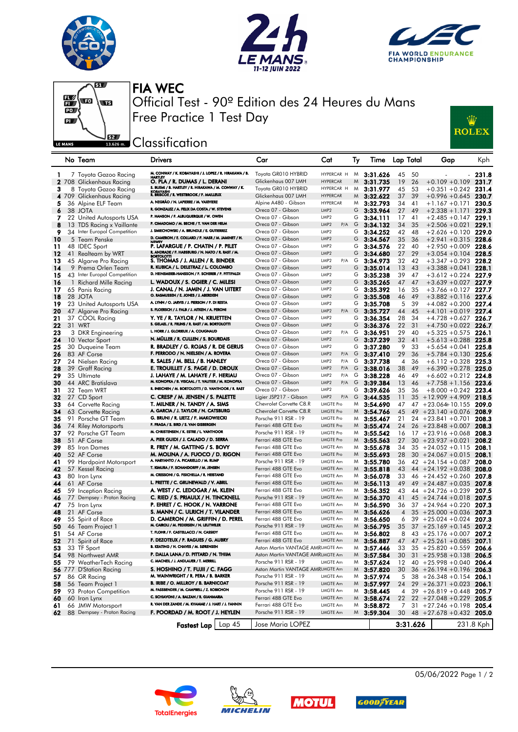# FIA WEC

## Official Test - 90º Edition des 24 Heures du Mans

## Free Practice 1 Test Day

## Classification

| | No | Team | Drivers | Car | Cat | | Ty | Time | Lap | Total | Gap | | Kph |
|---|---|---|---|---|---|---|---|---|---|---|---|---|---|
| 1 | 7 | Toyota Gazoo Racing | M. CONWAY / K. KOBAYASHI / J. LOPEZ / R. HIRAKAWA / B. HARTLEY | Toyota GR010 HYBRID | HYPERCAR H | | M | 3:31.626 | 45 | 50 | - | - | 231.8 |
| 2 | 708 | Glickenhaus Racing | O. PLA / R. DUMAS / L. DERANI | Glickenhaus 007 LMH | HYPERCAR | | M | 3:31.735 | 19 | 26 | +0.109 | +0.109 | 231.7 |
| 3 | 8 | Toyota Gazoo Racing | S. BUEMI / B. HARTLEY / R. HIRAKAWA / M. CONWAY / K. KOBAYASHI | Toyota GR010 HYBRID | HYPERCAR H | | M | 3:31.977 | 45 | 53 | +0.351 | +0.242 | 231.4 |
| 4 | 709 | Glickenhaus Racing | R. BRISCOE / R. WESTBROOK / F. MAILLEUX | Glickenhaus 007 LMH | HYPERCAR | | M | 3:32.622 | 37 | 39 | +0.996 | +0.645 | 230.7 |
| 5 | 36 | Alpine ELF Team | A. NEGRÃO / N. LAPIERRE / M. VAXIVIERE | Alpine A480 - Gibson | HYPERCAR | | M | 3:32.793 | 34 | 41 | +1.167 | +0.171 | 230.5 |
| 6 | 38 | JOTA | R. GONZALEZ / A. FELIX DA COSTA / W. STEVENS | Oreca 07 - Gibson | LMP2 | | G | 3:33.964 | 27 | 49 | +2.338 | +1.171 | 229.3 |
| 7 | 22 | United Autosports USA | P. HANSON / F. ALBUQUERQUE / W. OWEN | Oreca 07 - Gibson | LMP2 | | G | 3:34.111 | 17 | 41 | +2.485 | +0.147 | 229.1 |
| 8 | 13 | TDS Racing x Vaillante | P. CIMADOMO / M. BECHE / T. VAN DER HELM | Oreca 07 - Gibson | LMP2 | P/A | G | 3:34.132 | 34 | 35 | +2.506 | +0.021 | 229.1 |
| 9 | 34 | Inter Europol Competition | J. SMIECHOWSKI / A. BRUNDLE / E. GUTIERREZ | Oreca 07 - Gibson | LMP2 | | G | 3:34.252 | 42 | 48 | +2.626 | +0.120 | 229.0 |
| 10 | 5 | Team Penske | D. CAMERON / E. COLLARD / F. NASR / M. JAMINET / H. NEWEY | Oreca 07 - Gibson | LMP2 | | G | 3:34.567 | 35 | 36 | +2.941 | +0.315 | 228.6 |
| 11 | 48 | IDEC Sport | P. LAFARGUE / P. CHATIN / P. PILET | Oreca 07 - Gibson | LMP2 | | G | 3:34.576 | 22 | 40 | +2.950 | +0.009 | 228.6 |
| 12 | 41 | Realteam by WRT | R. ANDRADE / F. HABSBURG / N. NATO / R. RAST / M. BORTOLOTTI | Oreca 07 - Gibson | LMP2 | | G | 3:34.680 | 27 | 29 | +3.054 | +0.104 | 228.5 |
| 13 | 45 | Algarve Pro Racing | S. THOMAS / J. ALLEN / R. BINDER | Oreca 07 - Gibson | LMP2 | P/A | G | 3:34.973 | 32 | 42 | +3.347 | +0.293 | 228.2 |
| 14 | 9 | Prema Orlen Team | R. KUBICA / L. DELETRAZ / L. COLOMBO | Oreca 07 - Gibson | LMP2 | | G | 3:35.014 | 13 | 43 | +3.388 | +0.041 | 228.1 |
| 15 | 43 | Inter Europol Competition | D. HEINEMEIER-HANSSON / F. SCHERER / P. FITTIPALDI | Oreca 07 - Gibson | LMP2 | | G | 3:35.238 | 39 | 47 | +3.612 | +0.224 | 227.9 |
| 16 | 1 | Richard Mille Racing | L. WADOUX / S. OGIER / C. MILESI | Oreca 07 - Gibson | LMP2 | | G | 3:35.265 | 47 | 47 | +3.639 | +0.027 | 227.9 |
| 17 | 65 | Panis Racing | J. CANAL / N. JAMIN / J. VAN UITERT | Oreca 07 - Gibson | LMP2 | | G | 3:35.392 | 16 | 35 | +3.766 | +0.127 | 227.7 |
| 18 | 28 | JOTA | O. RASMUSSEN / E. JONES / J. ABERDEIN | Oreca 07 - Gibson | LMP2 | | G | 3:35.508 | 46 | 49 | +3.882 | +0.116 | 227.6 |
| 19 | 23 | United Autosports USA | A. LYNN / O. JARVIS / J. PIERSON / P. DI RESTA | Oreca 07 - Gibson | LMP2 | | G | 3:35.708 | 5 | 39 | +4.082 | +0.200 | 227.4 |
| 20 | 47 | Algarve Pro Racing | S. FLOERSCH / J. FALB / J. AITKEN / A. PERONI | Oreca 07 - Gibson | LMP2 | P/A | G | 3:35.727 | 44 | 45 | +4.101 | +0.019 | 227.4 |
| 21 | 37 | COOL Racing | Y. YE / R. TAYLOR / N. KRUETTEN | Oreca 07 - Gibson | LMP2 | | G | 3:36.354 | 28 | 34 | +4.728 | +0.627 | 226.7 |
| 22 | 31 | WRT | S. GELAEL / R. FRIJNS / R. RAST / M. BORTOLOTTI | Oreca 07 - Gibson | LMP2 | | G | 3:36.376 | 22 | 31 | +4.750 | +0.022 | 226.7 |
| 23 | 3 | DKR Engineering | L. HORR / J. GLORIEUX / A. COUGNAUD | Oreca 07 - Gibson | LMP2 | P/A | G | 3:36.951 | 29 | 40 | +5.325 | +0.575 | 226.1 |
| 24 | 10 | Vector Sport | N. MÜLLER / R. CULLEN / S. BOURDAIS | Oreca 07 - Gibson | LMP2 | | G | 3:37.239 | 32 | 41 | +5.613 | +0.288 | 225.8 |
| 25 | 30 | Duqueine Team | R. BRADLEY / G. ROJAS / R. DE GERUS | Oreca 07 - Gibson | LMP2 | | G | 3:37.280 | 9 | 33 | +5.654 | +0.041 | 225.8 |
| 26 | 83 | AF Corse | F. PERRODO / N. NIELSEN / A. ROVERA | Oreca 07 - Gibson | LMP2 | P/A | G | 3:37.410 | 29 | 36 | +5.784 | +0.130 | 225.6 |
| 27 | 24 | Nielsen Racing | R. SALES / M. BELL / B. HANLEY | Oreca 07 - Gibson | LMP2 | P/A | G | 3:37.738 | 4 | 36 | +6.112 | +0.328 | 225.3 |
| 28 | 39 | Graff Racing | E. TROUILLET / S. PAGE / D. DROUX | Oreca 07 - Gibson | LMP2 | P/A | G | 3:38.016 | 38 | 49 | +6.390 | +0.278 | 225.0 |
| 29 | 35 | Ultimate | J. LAHAYE / M. LAHAYE / F. HERIAU | Oreca 07 - Gibson | LMP2 | P/A | G | 3:38.228 | 46 | 49 | +6.602 | +0.212 | 224.8 |
| 30 | 44 | ARC Bratislava | M. KONOPKA / B. VISCAAL / T. VAUTIER / M. KONOPKA | Oreca 07 - Gibson | LMP2 | P/A | G | 3:39.384 | 13 | 46 | +7.758 | +1.156 | 223.6 |
| 31 | 32 | Team WRT | R. INEICHEN / M. BORTOLOTTI / D. VANTHOOR / R. RAST | Oreca 07 - Gibson | LMP2 | | G | 3:39.626 | 35 | 36 | +8.000 | +0.242 | 223.4 |
| 32 | 27 | CD Sport | C. CRESP / M. JENSEN / S. PALETTE | Ligier JSP217 - Gibson | LMP2 | P/A | G | 3:44.535 | 11 | 35 | +12.909 | +4.909 | 218.5 |
| 33 | 64 | Corvette Racing | T. MILNER / N. TANDY / A. SIMS | Chevrolet Corvette C8.R | LMGTE Pro | | M | 3:54.690 | 47 | 47 | +23.064 | +10.155 | 209.0 |
| 34 | 63 | Corvette Racing | A. GARCIA / J. TAYLOR / N. CATSBURG | Chevrolet Corvette C8.R | LMGTE Pro | | M | 3:54.766 | 45 | 49 | +23.140 | +0.076 | 208.9 |
| 35 | 91 | Porsche GT Team | G. BRUNI / R. LIETZ / F. MAKOWIECKI | Porsche 911 RSR - 19 | LMGTE Pro | | M | 3:55.467 | 21 | 24 | +23.841 | +0.701 | 208.3 |
| 36 | 74 | Riley Motorsports | F. FRAGA / S. BIRD / S. VAN GISBERGEN | Ferrari 488 GTE Evo | LMGTE Pro | | M | 3:55.474 | 24 | 26 | +23.848 | +0.007 | 208.3 |
| 37 | 92 | Porsche GT Team | M. CHRISTENSEN / K. ESTRE / L. VANTHOOR | Porsche 911 RSR - 19 | LMGTE Pro | | M | 3:55.542 | 16 | 17 | +23.916 | +0.068 | 208.3 |
| 38 | 51 | AF Corse | A. PIER GUIDI / J. CALADO / D. SERRA | Ferrari 488 GTE Evo | LMGTE Pro | | M | 3:55.563 | 27 | 30 | +23.937 | +0.021 | 208.2 |
| 39 | 85 | Iron Dames | R. FREY / M. GATTING / S. BOVY | Ferrari 488 GTE Evo | LMGTE Am | | M | 3:55.678 | 34 | 35 | +24.052 | +0.115 | 208.1 |
| 40 | 52 | AF Corse | M. MOLINA / A. FUOCO / D. RIGON | Ferrari 488 GTE Evo | LMGTE Pro | | M | 3:55.693 | 28 | 30 | +24.067 | +0.015 | 208.1 |
| 41 | 99 | Hardpoint Motorsport | A. HARYANTO / A. PICARIELLO / M. RUMP | Porsche 911 RSR - 19 | LMGTE Am | | M | 3:55.780 | 36 | 42 | +24.154 | +0.087 | 208.0 |
| 42 | 57 | Kessel Racing | T. KIMURA / F. SCHANDORFF / M. JENSEN | Ferrari 488 GTE Evo | LMGTE Am | | M | 3:55.818 | 43 | 44 | +24.192 | +0.038 | 208.0 |
| 43 | 80 | Iron Lynx | M. CRESSONI / G. FISICHELLA / R. HEISTAND | Ferrari 488 GTE Evo | LMGTE Am | | M | 3:56.078 | 33 | 46 | +24.452 | +0.260 | 207.8 |
| 44 | 61 | AF Corse | L. PRETTE / C. GRUNEWALD / V. ABRIL | Ferrari 488 GTE Evo | LMGTE Am | | M | 3:56.113 | 49 | 49 | +24.487 | +0.035 | 207.8 |
| 45 | 59 | Inception Racing | A. WEST / C. LEDOGAR / M. KLEIN | Ferrari 488 GTE Evo | LMGTE Am | | M | 3:56.352 | 43 | 44 | +24.726 | +0.239 | 207.5 |
| 46 | 77 | Dempsey - Proton Racing | C. RIED / S. PRIAULX / H. TINCKNELL | Porsche 911 RSR - 19 | LMGTE Am | | M | 3:56.370 | 41 | 45 | +24.744 | +0.018 | 207.5 |
| 47 | 75 | Iron Lynx | P. EHRET / C. HOOK / N. VARRONE | Ferrari 488 GTE Evo | LMGTE Am | | M | 3:56.590 | 36 | 37 | +24.964 | +0.220 | 207.3 |
| 48 | 21 | AF Corse | S. MANN / C. ULRICH / T. VILANDER | Ferrari 488 GTE Evo | LMGTE Am | | M | 3:56.626 | 4 | 35 | +25.000 | +0.036 | 207.3 |
| 49 | 55 | Spirit of Race | D. CAMERON / M. GRIFFIN / D. PEREL | Ferrari 488 GTE Evo | LMGTE Am | | M | 3:56.650 | 6 | 39 | +25.024 | +0.024 | 207.3 |
| 50 | 46 | Team Project 1 | M. CAIROLI / M. PEDERSEN / N. LEUTWILER | Porsche 911 RSR - 19 | LMGTE Am | | M | 3:56.795 | 35 | 37 | +25.169 | +0.145 | 207.2 |
| 51 | 54 | AF Corse | T. FLOHR / F. CASTELLACCI / N. CASSIDY | Ferrari 488 GTE Evo | LMGTE Am | | M | 3:56.802 | 8 | 43 | +25.176 | +0.007 | 207.2 |
| 52 | 71 | Spirit of Race | F. DEZOTEUX / P. RAGUES / G. AUBRY | Ferrari 488 GTE Evo | LMGTE Am | | M | 3:56.887 | 47 | 47 | +25.261 | +0.085 | 207.1 |
| 53 | 33 | TF Sport | B. KEATING / H. CHAVES / M. SØRENSEN | Aston Martin VANTAGE AMR | LMGTE Am | | M | 3:57.446 | 33 | 35 | +25.820 | +0.559 | 206.6 |
| 54 | 98 | Northwest AMR | P. DALLA LANA / D. PITTARD / N. THIIM | Aston Martin VANTAGE AMR | LMGTE Am | | M | 3:57.584 | 30 | 31 | +25.958 | +0.138 | 206.5 |
| 55 | 79 | WeatherTech Racing | C. MACNEIL / J. ANDLAUER / T. MERRILL | Porsche 911 RSR - 19 | LMGTE Am | | M | 3:57.624 | 12 | 40 | +25.998 | +0.040 | 206.4 |
| 56 | 777 | D'Station Racing | S. HOSHINO / T. FUJII / C. FAGG | Aston Martin VANTAGE AMR | LMGTE Am | | M | 3:57.820 | 30 | 36 | +26.194 | +0.196 | 206.3 |
| 57 | 86 | GR Racing | M. WAINWRIGHT / R. PERA / B. BARKER | Porsche 911 RSR - 19 | LMGTE Am | | M | 3:57.974 | 5 | 38 | +26.348 | +0.154 | 206.1 |
| 58 | 56 | Team Project 1 | B. IRIBE / O. MILLROY / B. BARNICOAT | Porsche 911 RSR - 19 | LMGTE Am | | M | 3:57.997 | 24 | 29 | +26.371 | +0.023 | 206.1 |
| 59 | 93 | Proton Competition | M. FASSBENDER / M. CAMPBELL / Z. ROBICHON | Porsche 911 RSR - 19 | LMGTE Am | | M | 3:58.445 | 4 | 39 | +26.819 | +0.448 | 205.7 |
| 60 | 60 | Iron Lynx | C. SCHIAVONI / A. BALZAN / R. GIAMMARIA | Ferrari 488 GTE Evo | LMGTE Am | | M | 3:58.674 | 22 | 22 | +27.048 | +0.229 | 205.5 |
| 61 | 66 | JMW Motorsport | R. VAN DER ZANDE / M. KVAMME / J. HART / J. FANNIN | Ferrari 488 GTE Evo | LMGTE Am | | M | 3:58.872 | 7 | 31 | +27.246 | +0.198 | 205.4 |
| 62 | 88 | Dempsey - Proton Racing | F. POORDAD / M. ROOT / J. HEYLEN | Porsche 911 RSR - 19 | LMGTE Am | | M | 3:59.304 | 30 | 48 | +27.678 | +0.432 | 205.0 |

**Fastest Lap** | Lap 45 | Jose Maria LOPEZ | **3:31.626** | 231.8 Kph

05/06/2022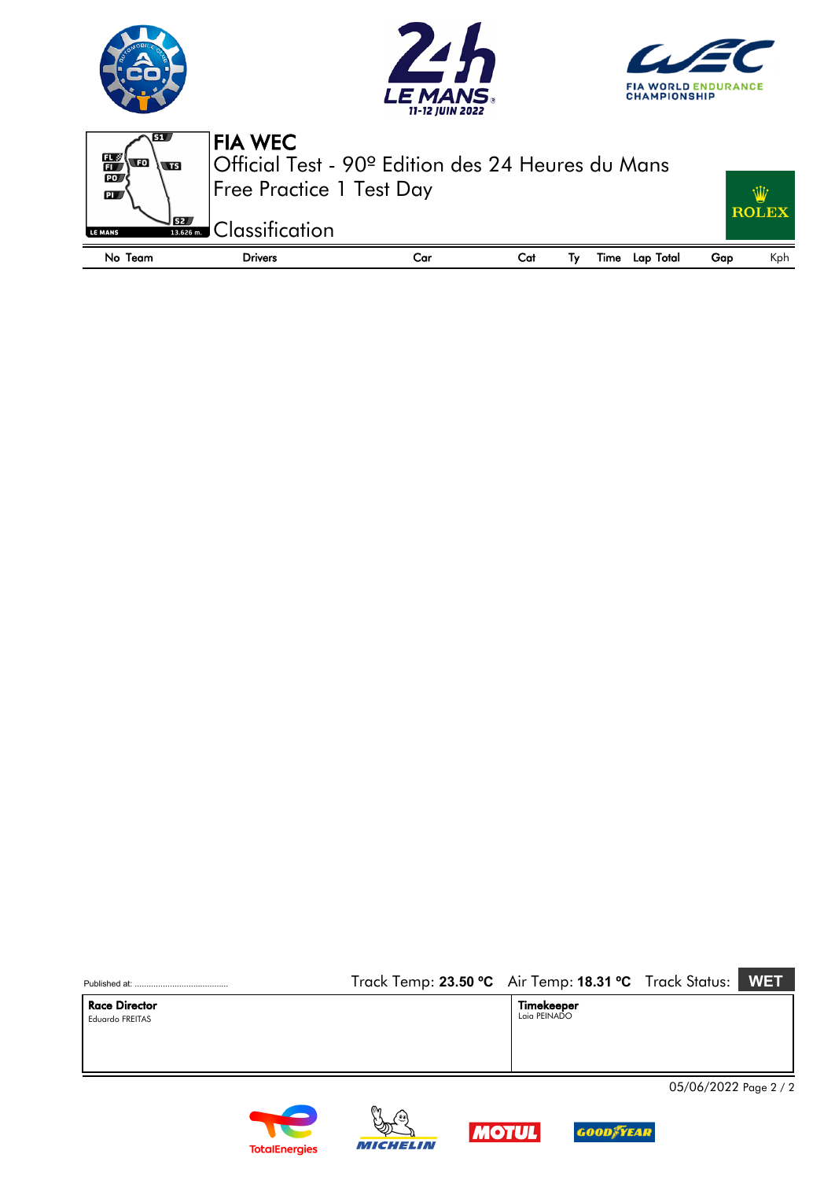# FIA WEC

Official Test - 90º Edition des 24 Heures du Mans

Free Practice 1 Test Day

Classification

| No | Team | Drivers | Car | Cat | Ty | Time | Lap | Total | Gap | Kph |
|---|---|---|---|---|---|---|---|---|---|---|

Published at: ........................................

Track Temp: **23.50 ºC** Air Temp: **18.31 ºC** Track Status: **WET**

**Race Director**
Eduardo FREITAS

**Timekeeper**
Laia PEINADO

05/06/2022